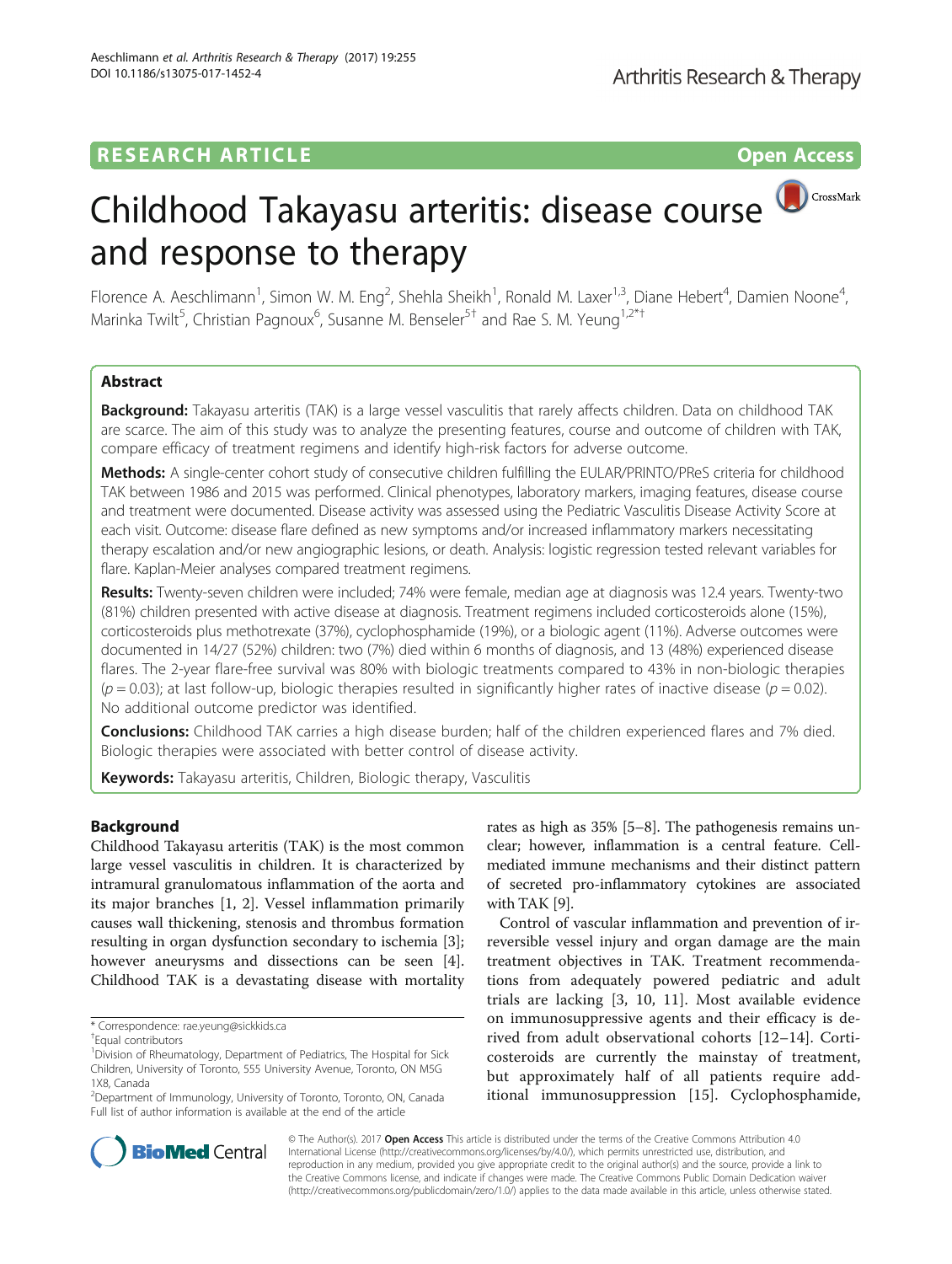RESEARCH ARTICLE

Open Access

# Childhood Takayasu arteritis: disease course and response to therapy

Florence A. Aeschlimann[1], Simon W. M. Eng[2], Shehla Sheikh[1], Ronald M. Laxer[1,3], Diane Hebert[4], Damien Noone[4], Marinka Twilt[5], Christian Pagnoux[6], Susanne M. Benseler[5†] and Rae S. M. Yeung[1,2*†]

## Abstract

**Background:** Takayasu arteritis (TAK) is a large vessel vasculitis that rarely affects children. Data on childhood TAK are scarce. The aim of this study was to analyze the presenting features, course and outcome of children with TAK, compare efficacy of treatment regimens and identify high-risk factors for adverse outcome.

**Methods:** A single-center cohort study of consecutive children fulfilling the EULAR/PRINTO/PReS criteria for childhood TAK between 1986 and 2015 was performed. Clinical phenotypes, laboratory markers, imaging features, disease course and treatment were documented. Disease activity was assessed using the Pediatric Vasculitis Disease Activity Score at each visit. Outcome: disease flare defined as new symptoms and/or increased inflammatory markers necessitating therapy escalation and/or new angiographic lesions, or death. Analysis: logistic regression tested relevant variables for flare. Kaplan-Meier analyses compared treatment regimens.

**Results:** Twenty-seven children were included; 74% were female, median age at diagnosis was 12.4 years. Twenty-two (81%) children presented with active disease at diagnosis. Treatment regimens included corticosteroids alone (15%), corticosteroids plus methotrexate (37%), cyclophosphamide (19%), or a biologic agent (11%). Adverse outcomes were documented in 14/27 (52%) children: two (7%) died within 6 months of diagnosis, and 13 (48%) experienced disease flares. The 2-year flare-free survival was 80% with biologic treatments compared to 43% in non-biologic therapies ($p = 0.03$); at last follow-up, biologic therapies resulted in significantly higher rates of inactive disease ($p = 0.02$). No additional outcome predictor was identified.

**Conclusions:** Childhood TAK carries a high disease burden; half of the children experienced flares and 7% died. Biologic therapies were associated with better control of disease activity.

**Keywords:** Takayasu arteritis, Children, Biologic therapy, Vasculitis

## Background

Childhood Takayasu arteritis (TAK) is the most common large vessel vasculitis in children. It is characterized by intramural granulomatous inflammation of the aorta and its major branches [1, 2]. Vessel inflammation primarily causes wall thickening, stenosis and thrombus formation resulting in organ dysfunction secondary to ischemia [3]; however aneurysms and dissections can be seen [4]. Childhood TAK is a devastating disease with mortality rates as high as 35% [5–8]. The pathogenesis remains unclear; however, inflammation is a central feature. Cell-mediated immune mechanisms and their distinct pattern of secreted pro-inflammatory cytokines are associated with TAK [9].

Control of vascular inflammation and prevention of irreversible vessel injury and organ damage are the main treatment objectives in TAK. Treatment recommendations from adequately powered pediatric and adult trials are lacking [3, 10, 11]. Most available evidence on immunosuppressive agents and their efficacy is derived from adult observational cohorts [12–14]. Corticosteroids are currently the mainstay of treatment, but approximately half of all patients require additional immunosuppression [15]. Cyclophosphamide,

\* Correspondence: rae.yeung@sickkids.ca

†Equal contributors

[1]Division of Rheumatology, Department of Pediatrics, The Hospital for Sick Children, University of Toronto, 555 University Avenue, Toronto, ON M5G 1X8, Canada

[2]Department of Immunology, University of Toronto, Toronto, ON, Canada

Full list of author information is available at the end of the article

© The Author(s). 2017 **Open Access** This article is distributed under the terms of the Creative Commons Attribution 4.0 International License (http://creativecommons.org/licenses/by/4.0/), which permits unrestricted use, distribution, and reproduction in any medium, provided you give appropriate credit to the original author(s) and the source, provide a link to the Creative Commons license, and indicate if changes were made. The Creative Commons Public Domain Dedication waiver (http://creativecommons.org/publicdomain/zero/1.0/) applies to the data made available in this article, unless otherwise stated.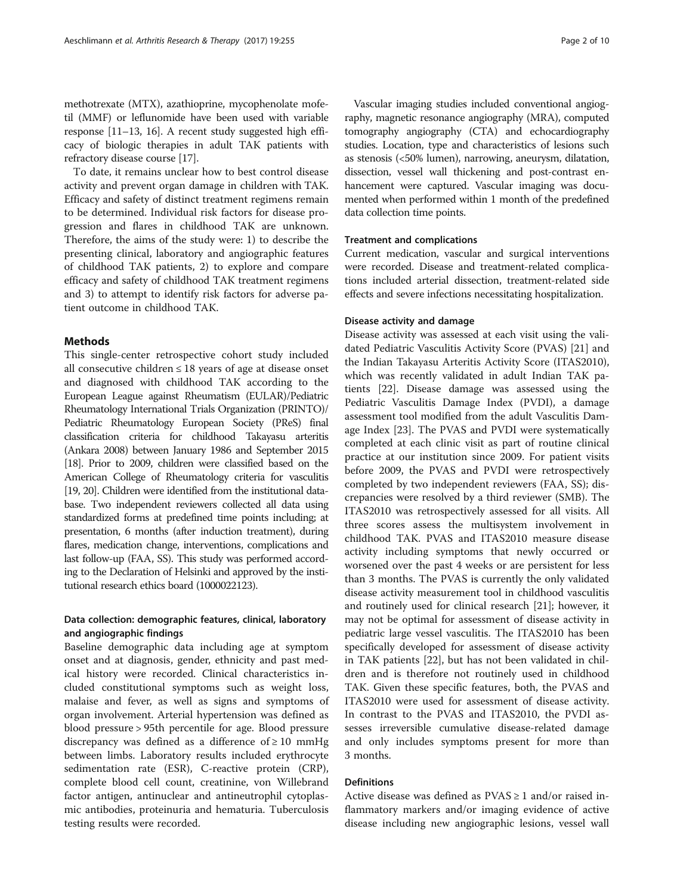methotrexate (MTX), azathioprine, mycophenolate mofetil (MMF) or leflunomide have been used with variable response [11–13, 16]. A recent study suggested high efficacy of biologic therapies in adult TAK patients with refractory disease course [17].

To date, it remains unclear how to best control disease activity and prevent organ damage in children with TAK. Efficacy and safety of distinct treatment regimens remain to be determined. Individual risk factors for disease progression and flares in childhood TAK are unknown. Therefore, the aims of the study were: 1) to describe the presenting clinical, laboratory and angiographic features of childhood TAK patients, 2) to explore and compare efficacy and safety of childhood TAK treatment regimens and 3) to attempt to identify risk factors for adverse patient outcome in childhood TAK.

## Methods

This single-center retrospective cohort study included all consecutive children ≤ 18 years of age at disease onset and diagnosed with childhood TAK according to the European League against Rheumatism (EULAR)/Pediatric Rheumatology International Trials Organization (PRINTO)/ Pediatric Rheumatology European Society (PReS) final classification criteria for childhood Takayasu arteritis (Ankara 2008) between January 1986 and September 2015 [18]. Prior to 2009, children were classified based on the American College of Rheumatology criteria for vasculitis [19, 20]. Children were identified from the institutional database. Two independent reviewers collected all data using standardized forms at predefined time points including; at presentation, 6 months (after induction treatment), during flares, medication change, interventions, complications and last follow-up (FAA, SS). This study was performed according to the Declaration of Helsinki and approved by the institutional research ethics board (1000022123).

### Data collection: demographic features, clinical, laboratory and angiographic findings

Baseline demographic data including age at symptom onset and at diagnosis, gender, ethnicity and past medical history were recorded. Clinical characteristics included constitutional symptoms such as weight loss, malaise and fever, as well as signs and symptoms of organ involvement. Arterial hypertension was defined as blood pressure > 95th percentile for age. Blood pressure discrepancy was defined as a difference of ≥ 10 mmHg between limbs. Laboratory results included erythrocyte sedimentation rate (ESR), C-reactive protein (CRP), complete blood cell count, creatinine, von Willebrand factor antigen, antinuclear and antineutrophil cytoplasmic antibodies, proteinuria and hematuria. Tuberculosis testing results were recorded.

Vascular imaging studies included conventional angiography, magnetic resonance angiography (MRA), computed tomography angiography (CTA) and echocardiography studies. Location, type and characteristics of lesions such as stenosis (<50% lumen), narrowing, aneurysm, dilatation, dissection, vessel wall thickening and post-contrast enhancement were captured. Vascular imaging was documented when performed within 1 month of the predefined data collection time points.

### Treatment and complications

Current medication, vascular and surgical interventions were recorded. Disease and treatment-related complications included arterial dissection, treatment-related side effects and severe infections necessitating hospitalization.

### Disease activity and damage

Disease activity was assessed at each visit using the validated Pediatric Vasculitis Activity Score (PVAS) [21] and the Indian Takayasu Arteritis Activity Score (ITAS2010), which was recently validated in adult Indian TAK patients [22]. Disease damage was assessed using the Pediatric Vasculitis Damage Index (PVDI), a damage assessment tool modified from the adult Vasculitis Damage Index [23]. The PVAS and PVDI were systematically completed at each clinic visit as part of routine clinical practice at our institution since 2009. For patient visits before 2009, the PVAS and PVDI were retrospectively completed by two independent reviewers (FAA, SS); discrepancies were resolved by a third reviewer (SMB). The ITAS2010 was retrospectively assessed for all visits. All three scores assess the multisystem involvement in childhood TAK. PVAS and ITAS2010 measure disease activity including symptoms that newly occurred or worsened over the past 4 weeks or are persistent for less than 3 months. The PVAS is currently the only validated disease activity measurement tool in childhood vasculitis and routinely used for clinical research [21]; however, it may not be optimal for assessment of disease activity in pediatric large vessel vasculitis. The ITAS2010 has been specifically developed for assessment of disease activity in TAK patients [22], but has not been validated in children and is therefore not routinely used in childhood TAK. Given these specific features, both, the PVAS and ITAS2010 were used for assessment of disease activity. In contrast to the PVAS and ITAS2010, the PVDI assesses irreversible cumulative disease-related damage and only includes symptoms present for more than 3 months.

### Definitions

Active disease was defined as PVAS ≥ 1 and/or raised inflammatory markers and/or imaging evidence of active disease including new angiographic lesions, vessel wall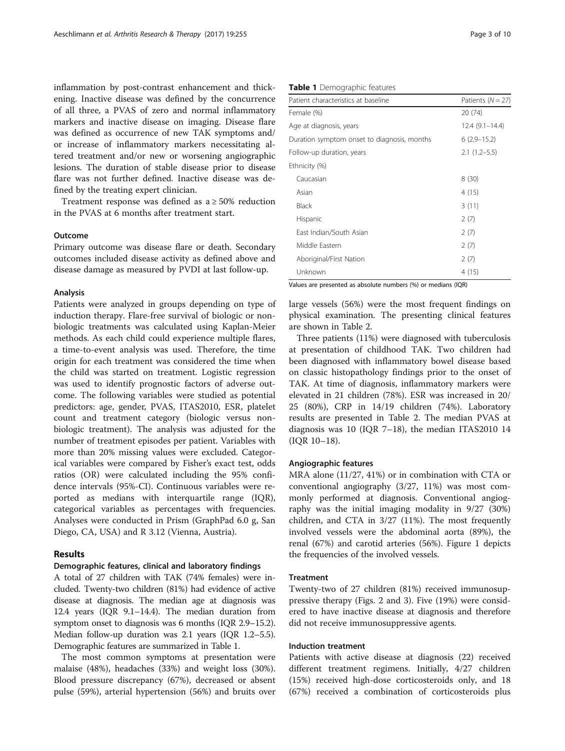inflammation by post-contrast enhancement and thickening. Inactive disease was defined by the concurrence of all three, a PVAS of zero and normal inflammatory markers and inactive disease on imaging. Disease flare was defined as occurrence of new TAK symptoms and/or increase of inflammatory markers necessitating altered treatment and/or new or worsening angiographic lesions. The duration of stable disease prior to disease flare was not further defined. Inactive disease was defined by the treating expert clinician.

Treatment response was defined as a ≥ 50% reduction in the PVAS at 6 months after treatment start.

### Outcome

Primary outcome was disease flare or death. Secondary outcomes included disease activity as defined above and disease damage as measured by PVDI at last follow-up.

### Analysis

Patients were analyzed in groups depending on type of induction therapy. Flare-free survival of biologic or non-biologic treatments was calculated using Kaplan-Meier methods. As each child could experience multiple flares, a time-to-event analysis was used. Therefore, the time origin for each treatment was considered the time when the child was started on treatment. Logistic regression was used to identify prognostic factors of adverse outcome. The following variables were studied as potential predictors: age, gender, PVAS, ITAS2010, ESR, platelet count and treatment category (biologic versus non-biologic treatment). The analysis was adjusted for the number of treatment episodes per patient. Variables with more than 20% missing values were excluded. Categorical variables were compared by Fisher's exact test, odds ratios (OR) were calculated including the 95% confidence intervals (95%-CI). Continuous variables were reported as medians with interquartile range (IQR), categorical variables as percentages with frequencies. Analyses were conducted in Prism (GraphPad 6.0 g, San Diego, CA, USA) and R 3.12 (Vienna, Austria).

## Results

### Demographic features, clinical and laboratory findings

A total of 27 children with TAK (74% females) were included. Twenty-two children (81%) had evidence of active disease at diagnosis. The median age at diagnosis was 12.4 years (IQR 9.1–14.4). The median duration from symptom onset to diagnosis was 6 months (IQR 2.9–15.2). Median follow-up duration was 2.1 years (IQR 1.2–5.5). Demographic features are summarized in Table 1.

**Table 1** Demographic features

| Patient characteristics at baseline | Patients ($N = 27$) |
|---|---|
| Female (%) | 20 (74) |
| Age at diagnosis, years | 12.4 (9.1–14.4) |
| Duration symptom onset to diagnosis, months | 6 (2.9–15.2) |
| Follow-up duration, years | 2.1 (1.2–5.5) |
| Ethnicity (%) | |
| Caucasian | 8 (30) |
| Asian | 4 (15) |
| Black | 3 (11) |
| Hispanic | 2 (7) |
| East Indian/South Asian | 2 (7) |
| Middle Eastern | 2 (7) |
| Aboriginal/First Nation | 2 (7) |
| Unknown | 4 (15) |

Values are presented as absolute numbers (%) or medians (IQR)

The most common symptoms at presentation were malaise (48%), headaches (33%) and weight loss (30%). Blood pressure discrepancy (67%), decreased or absent pulse (59%), arterial hypertension (56%) and bruits over large vessels (56%) were the most frequent findings on physical examination. The presenting clinical features are shown in Table 2.

Three patients (11%) were diagnosed with tuberculosis at presentation of childhood TAK. Two children had been diagnosed with inflammatory bowel disease based on classic histopathology findings prior to the onset of TAK. At time of diagnosis, inflammatory markers were elevated in 21 children (78%). ESR was increased in 20/25 (80%), CRP in 14/19 children (74%). Laboratory results are presented in Table 2. The median PVAS at diagnosis was 10 (IQR 7–18), the median ITAS2010 14 (IQR 10–18).

### Angiographic features

MRA alone (11/27, 41%) or in combination with CTA or conventional angiography (3/27, 11%) was most commonly performed at diagnosis. Conventional angiography was the initial imaging modality in 9/27 (30%) children, and CTA in 3/27 (11%). The most frequently involved vessels were the abdominal aorta (89%), the renal (67%) and carotid arteries (56%). Figure 1 depicts the frequencies of the involved vessels.

### Treatment

Twenty-two of 27 children (81%) received immunosuppressive therapy (Figs. 2 and 3). Five (19%) were considered to have inactive disease at diagnosis and therefore did not receive immunosuppressive agents.

### Induction treatment

Patients with active disease at diagnosis (22) received different treatment regimens. Initially, 4/27 children (15%) received high-dose corticosteroids only, and 18 (67%) received a combination of corticosteroids plus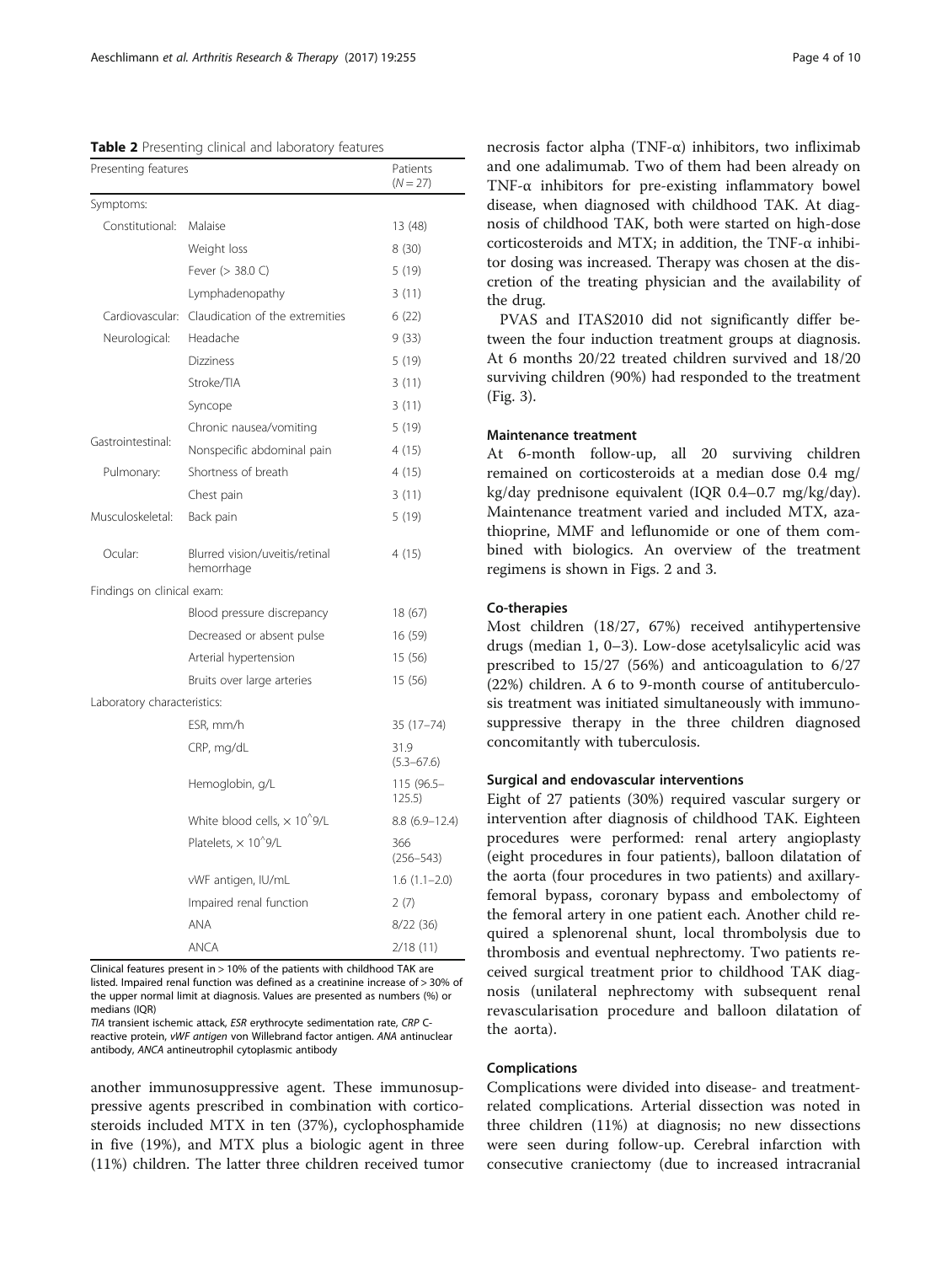**Table 2** Presenting clinical and laboratory features

| Presenting features | | Patients ($N = 27$) |
|---|---|---|
| Symptoms: | | |
| Constitutional: | Malaise | 13 (48) |
| | Weight loss | 8 (30) |
| | Fever (> 38.0 C) | 5 (19) |
| | Lymphadenopathy | 3 (11) |
| Cardiovascular: | Claudication of the extremities | 6 (22) |
| Neurological: | Headache | 9 (33) |
| | Dizziness | 5 (19) |
| | Stroke/TIA | 3 (11) |
| | Syncope | 3 (11) |
| Gastrointestinal: | Chronic nausea/vomiting | 5 (19) |
| | Nonspecific abdominal pain | 4 (15) |
| Pulmonary: | Shortness of breath | 4 (15) |
| | Chest pain | 3 (11) |
| Musculoskeletal: | Back pain | 5 (19) |
| Ocular: | Blurred vision/uveitis/retinal hemorrhage | 4 (15) |
| Findings on clinical exam: | | |
| | Blood pressure discrepancy | 18 (67) |
| | Decreased or absent pulse | 16 (59) |
| | Arterial hypertension | 15 (56) |
| | Bruits over large arteries | 15 (56) |
| Laboratory characteristics: | | |
| | ESR, mm/h | 35 (17–74) |
| | CRP, mg/dL | 31.9 (5.3–67.6) |
| | Hemoglobin, g/L | 115 (96.5–125.5) |
| | White blood cells, × 10^9/L | 8.8 (6.9–12.4) |
| | Platelets, × 10^9/L | 366 (256–543) |
| | vWF antigen, IU/mL | 1.6 (1.1–2.0) |
| | Impaired renal function | 2 (7) |
| | ANA | 8/22 (36) |
| | ANCA | 2/18 (11) |

Clinical features present in > 10% of the patients with childhood TAK are listed. Impaired renal function was defined as a creatinine increase of > 30% of the upper normal limit at diagnosis. Values are presented as numbers (%) or medians (IQR)

*TIA* transient ischemic attack, *ESR* erythrocyte sedimentation rate, *CRP* C-reactive protein, *vWF antigen* von Willebrand factor antigen. *ANA* antinuclear antibody, *ANCA* antineutrophil cytoplasmic antibody

another immunosuppressive agent. These immunosuppressive agents prescribed in combination with corticosteroids included MTX in ten (37%), cyclophosphamide in five (19%), and MTX plus a biologic agent in three (11%) children. The latter three children received tumor necrosis factor alpha (TNF-α) inhibitors, two infliximab and one adalimumab. Two of them had been already on TNF-α inhibitors for pre-existing inflammatory bowel disease, when diagnosed with childhood TAK. At diagnosis of childhood TAK, both were started on high-dose corticosteroids and MTX; in addition, the TNF-α inhibitor dosing was increased. Therapy was chosen at the discretion of the treating physician and the availability of the drug.

PVAS and ITAS2010 did not significantly differ between the four induction treatment groups at diagnosis. At 6 months 20/22 treated children survived and 18/20 surviving children (90%) had responded to the treatment (Fig. 3).

#### Maintenance treatment

At 6-month follow-up, all 20 surviving children remained on corticosteroids at a median dose 0.4 mg/kg/day prednisone equivalent (IQR 0.4–0.7 mg/kg/day). Maintenance treatment varied and included MTX, azathioprine, MMF and leflunomide or one of them combined with biologics. An overview of the treatment regimens is shown in Figs. 2 and 3.

#### Co-therapies

Most children (18/27, 67%) received antihypertensive drugs (median 1, 0–3). Low-dose acetylsalicylic acid was prescribed to 15/27 (56%) and anticoagulation to 6/27 (22%) children. A 6 to 9-month course of antituberculosis treatment was initiated simultaneously with immunosuppressive therapy in the three children diagnosed concomitantly with tuberculosis.

#### Surgical and endovascular interventions

Eight of 27 patients (30%) required vascular surgery or intervention after diagnosis of childhood TAK. Eighteen procedures were performed: renal artery angioplasty (eight procedures in four patients), balloon dilatation of the aorta (four procedures in two patients) and axillary-femoral bypass, coronary bypass and embolectomy of the femoral artery in one patient each. Another child required a splenorenal shunt, local thrombolysis due to thrombosis and eventual nephrectomy. Two patients received surgical treatment prior to childhood TAK diagnosis (unilateral nephrectomy with subsequent renal revascularisation procedure and balloon dilatation of the aorta).

#### Complications

Complications were divided into disease- and treatment-related complications. Arterial dissection was noted in three children (11%) at diagnosis; no new dissections were seen during follow-up. Cerebral infarction with consecutive craniectomy (due to increased intracranial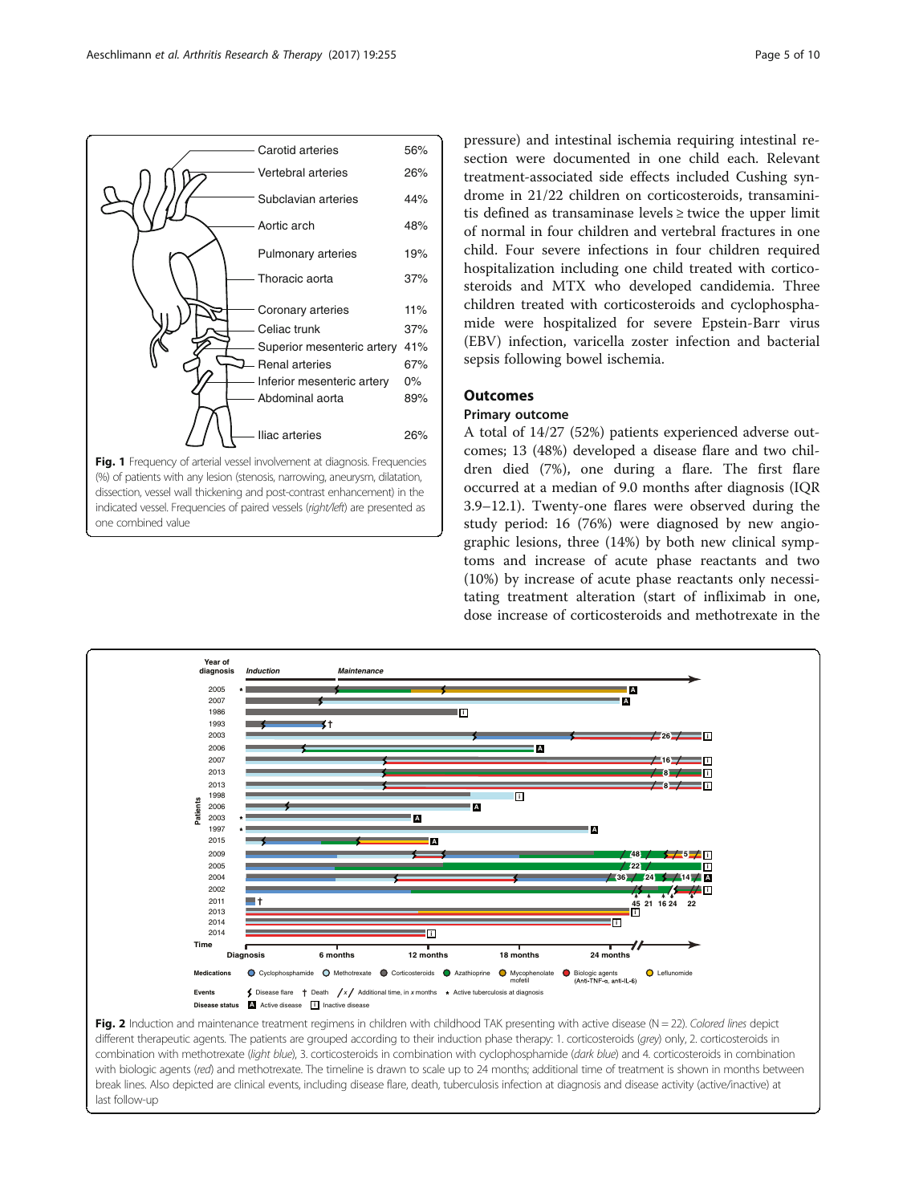Fig. 1 Frequency of arterial vessel involvement at diagnosis. Frequencies (%) of patients with any lesion (stenosis, narrowing, aneurysm, dilatation, dissection, vessel wall thickening and post-contrast enhancement) in the indicated vessel. Frequencies of paired vessels (*right/left*) are presented as one combined value

pressure) and intestinal ischemia requiring intestinal resection were documented in one child each. Relevant treatment-associated side effects included Cushing syndrome in 21/22 children on corticosteroids, transaminitis defined as transaminase levels ≥ twice the upper limit of normal in four children and vertebral fractures in one child. Four severe infections in four children required hospitalization including one child treated with corticosteroids and MTX who developed candidemia. Three children treated with corticosteroids and cyclophosphamide were hospitalized for severe Epstein-Barr virus (EBV) infection, varicella zoster infection and bacterial sepsis following bowel ischemia.

## Outcomes

### Primary outcome

A total of 14/27 (52%) patients experienced adverse outcomes; 13 (48%) developed a disease flare and two children died (7%), one during a flare. The first flare occurred at a median of 9.0 months after diagnosis (IQR 3.9–12.1). Twenty-one flares were observed during the study period: 16 (76%) were diagnosed by new angiographic lesions, three (14%) by both new clinical symptoms and increase of acute phase reactants and two (10%) by increase of acute phase reactants only necessitating treatment alteration (start of infliximab in one, dose increase of corticosteroids and methotrexate in the

Fig. 2 Induction and maintenance treatment regimens in children with childhood TAK presenting with active disease (N = 22). *Colored lines* depict different therapeutic agents. The patients are grouped according to their induction phase therapy: 1. corticosteroids (*grey*) only, 2. corticosteroids in combination with methotrexate (*light blue*), 3. corticosteroids in combination with cyclophosphamide (*dark blue*) and 4. corticosteroids in combination with biologic agents (*red*) and methotrexate. The timeline is drawn to scale up to 24 months; additional time of treatment is shown in months between break lines. Also depicted are clinical events, including disease flare, death, tuberculosis infection at diagnosis and disease activity (active/inactive) at last follow-up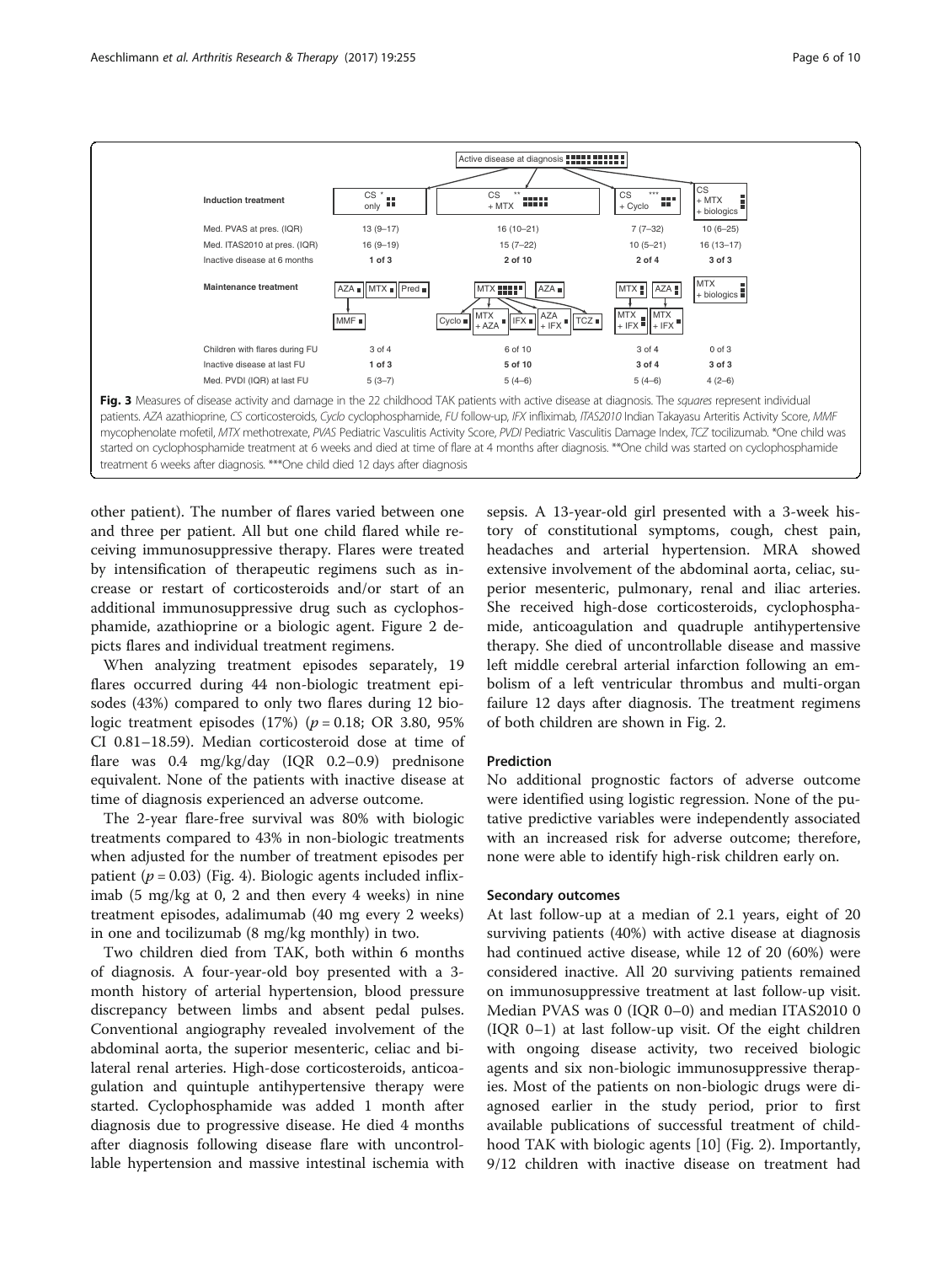| | | Active disease at diagnosis | | |
|---|---|---|---|---|
| **Induction treatment** | CS * only | CS ** + MTX | CS *** + Cyclo | CS + MTX + biologics |
| Med. PVAS at pres. (IQR) | 13 (9–17) | 16 (10–21) | 7 (7–32) | 10 (6–25) |
| Med. ITAS2010 at pres. (IQR) | 16 (9–19) | 15 (7–22) | 10 (5–21) | 16 (13–17) |
| Inactive disease at 6 months | **1 of 3** | **2 of 10** | **2 of 4** | **3 of 3** |
| **Maintenance treatment** | AZA, MTX, Pred, MMF | MTX, AZA, Cyclo, MTX + AZA, IFX, AZA + IFX, TCZ | MTX, AZA, MTX + IFX, MTX + IFX | MTX + biologics |
| Children with flares during FU | 3 of 4 | 6 of 10 | 3 of 4 | 0 of 3 |
| Inactive disease at last FU | **1 of 3** | **5 of 10** | **3 of 4** | **3 of 3** |
| Med. PVDI (IQR) at last FU | 5 (3–7) | 5 (4–6) | 5 (4–6) | 4 (2–6) |

**Fig. 3** Measures of disease activity and damage in the 22 childhood TAK patients with active disease at diagnosis. The *squares* represent individual patients. *AZA* azathioprine, *CS* corticosteroids, *Cyclo* cyclophosphamide, *FU* follow-up, *IFX* infliximab, *ITAS2010* Indian Takayasu Arteritis Activity Score, *MMF* mycophenolate mofetil, *MTX* methotrexate, *PVAS* Pediatric Vasculitis Activity Score, *PVDI* Pediatric Vasculitis Damage Index, *TCZ* tocilizumab. *One child was started on cyclophosphamide treatment at 6 weeks and died at time of flare at 4 months after diagnosis. **One child was started on cyclophosphamide treatment 6 weeks after diagnosis. ***One child died 12 days after diagnosis

other patient). The number of flares varied between one and three per patient. All but one child flared while receiving immunosuppressive therapy. Flares were treated by intensification of therapeutic regimens such as increase or restart of corticosteroids and/or start of an additional immunosuppressive drug such as cyclophosphamide, azathioprine or a biologic agent. Figure 2 depicts flares and individual treatment regimens.

When analyzing treatment episodes separately, 19 flares occurred during 44 non-biologic treatment episodes (43%) compared to only two flares during 12 biologic treatment episodes (17%) ($p = 0.18$; OR 3.80, 95% CI 0.81–18.59). Median corticosteroid dose at time of flare was 0.4 mg/kg/day (IQR 0.2–0.9) prednisone equivalent. None of the patients with inactive disease at time of diagnosis experienced an adverse outcome.

The 2-year flare-free survival was 80% with biologic treatments compared to 43% in non-biologic treatments when adjusted for the number of treatment episodes per patient ($p = 0.03$) (Fig. 4). Biologic agents included infliximab (5 mg/kg at 0, 2 and then every 4 weeks) in nine treatment episodes, adalimumab (40 mg every 2 weeks) in one and tocilizumab (8 mg/kg monthly) in two.

Two children died from TAK, both within 6 months of diagnosis. A four-year-old boy presented with a 3-month history of arterial hypertension, blood pressure discrepancy between limbs and absent pedal pulses. Conventional angiography revealed involvement of the abdominal aorta, the superior mesenteric, celiac and bilateral renal arteries. High-dose corticosteroids, anticoagulation and quintuple antihypertensive therapy were started. Cyclophosphamide was added 1 month after diagnosis due to progressive disease. He died 4 months after diagnosis following disease flare with uncontrollable hypertension and massive intestinal ischemia with sepsis. A 13-year-old girl presented with a 3-week history of constitutional symptoms, cough, chest pain, headaches and arterial hypertension. MRA showed extensive involvement of the abdominal aorta, celiac, superior mesenteric, pulmonary, renal and iliac arteries. She received high-dose corticosteroids, cyclophosphamide, anticoagulation and quadruple antihypertensive therapy. She died of uncontrollable disease and massive left middle cerebral arterial infarction following an embolism of a left ventricular thrombus and multi-organ failure 12 days after diagnosis. The treatment regimens of both children are shown in Fig. 2.

### Prediction

No additional prognostic factors of adverse outcome were identified using logistic regression. None of the putative predictive variables were independently associated with an increased risk for adverse outcome; therefore, none were able to identify high-risk children early on.

### Secondary outcomes

At last follow-up at a median of 2.1 years, eight of 20 surviving patients (40%) with active disease at diagnosis had continued active disease, while 12 of 20 (60%) were considered inactive. All 20 surviving patients remained on immunosuppressive treatment at last follow-up visit. Median PVAS was 0 (IQR 0–0) and median ITAS2010 0 (IQR 0–1) at last follow-up visit. Of the eight children with ongoing disease activity, two received biologic agents and six non-biologic immunosuppressive therapies. Most of the patients on non-biologic drugs were diagnosed earlier in the study period, prior to first available publications of successful treatment of childhood TAK with biologic agents [10] (Fig. 2). Importantly, 9/12 children with inactive disease on treatment had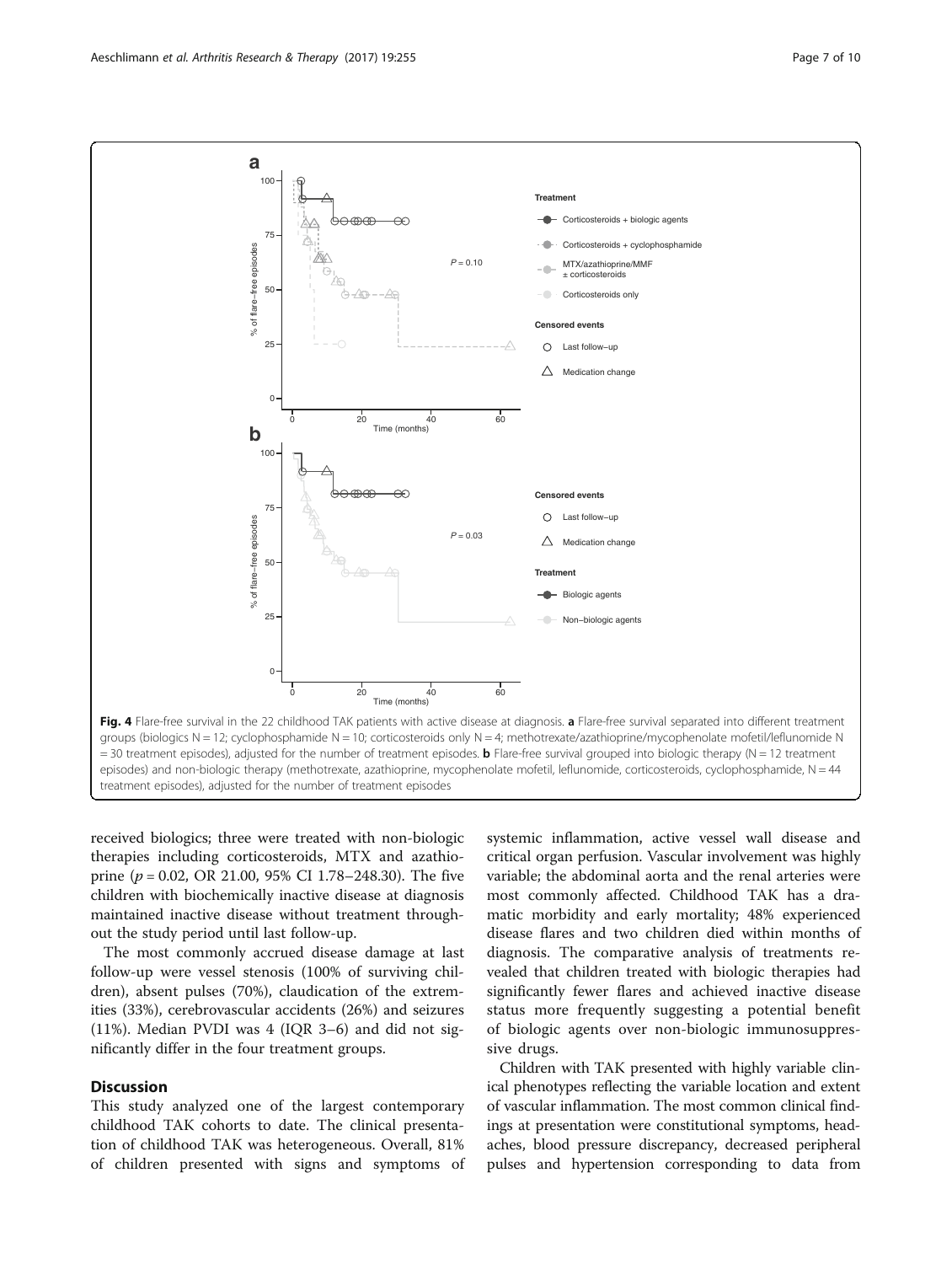**Fig. 4** Flare-free survival in the 22 childhood TAK patients with active disease at diagnosis. **a** Flare-free survival separated into different treatment groups (biologics N = 12; cyclophosphamide N = 10; corticosteroids only N = 4; methotrexate/azathioprine/mycophenolate mofetil/leflunomide N = 30 treatment episodes), adjusted for the number of treatment episodes. **b** Flare-free survival grouped into biologic therapy (N = 12 treatment episodes) and non-biologic therapy (methotrexate, azathioprine, mycophenolate mofetil, leflunomide, corticosteroids, cyclophosphamide, N = 44 treatment episodes), adjusted for the number of treatment episodes

received biologics; three were treated with non-biologic therapies including corticosteroids, MTX and azathioprine (*p* = 0.02, OR 21.00, 95% CI 1.78–248.30). The five children with biochemically inactive disease at diagnosis maintained inactive disease without treatment throughout the study period until last follow-up.

The most commonly accrued disease damage at last follow-up were vessel stenosis (100% of surviving children), absent pulses (70%), claudication of the extremities (33%), cerebrovascular accidents (26%) and seizures (11%). Median PVDI was 4 (IQR 3–6) and did not significantly differ in the four treatment groups.

## Discussion

This study analyzed one of the largest contemporary childhood TAK cohorts to date. The clinical presentation of childhood TAK was heterogeneous. Overall, 81% of children presented with signs and symptoms of systemic inflammation, active vessel wall disease and critical organ perfusion. Vascular involvement was highly variable; the abdominal aorta and the renal arteries were most commonly affected. Childhood TAK has a dramatic morbidity and early mortality; 48% experienced disease flares and two children died within months of diagnosis. The comparative analysis of treatments revealed that children treated with biologic therapies had significantly fewer flares and achieved inactive disease status more frequently suggesting a potential benefit of biologic agents over non-biologic immunosuppressive drugs.

Children with TAK presented with highly variable clinical phenotypes reflecting the variable location and extent of vascular inflammation. The most common clinical findings at presentation were constitutional symptoms, headaches, blood pressure discrepancy, decreased peripheral pulses and hypertension corresponding to data from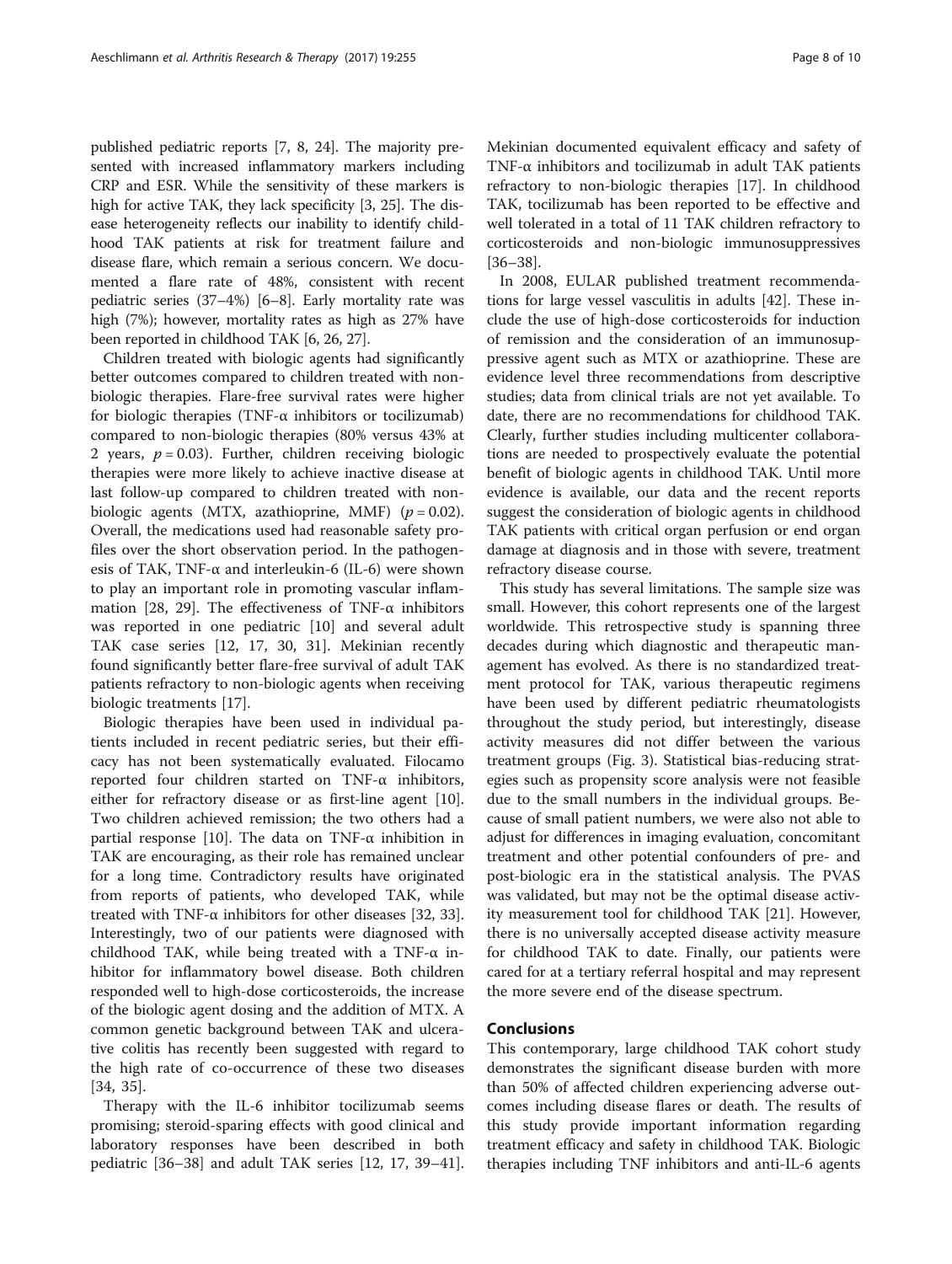published pediatric reports [7, 8, 24]. The majority presented with increased inflammatory markers including CRP and ESR. While the sensitivity of these markers is high for active TAK, they lack specificity [3, 25]. The disease heterogeneity reflects our inability to identify childhood TAK patients at risk for treatment failure and disease flare, which remain a serious concern. We documented a flare rate of 48%, consistent with recent pediatric series (37–4%) [6–8]. Early mortality rate was high (7%); however, mortality rates as high as 27% have been reported in childhood TAK [6, 26, 27].

Children treated with biologic agents had significantly better outcomes compared to children treated with non-biologic therapies. Flare-free survival rates were higher for biologic therapies (TNF-α inhibitors or tocilizumab) compared to non-biologic therapies (80% versus 43% at 2 years, $p = 0.03$). Further, children receiving biologic therapies were more likely to achieve inactive disease at last follow-up compared to children treated with non-biologic agents (MTX, azathioprine, MMF) ($p = 0.02$). Overall, the medications used had reasonable safety profiles over the short observation period. In the pathogenesis of TAK, TNF-α and interleukin-6 (IL-6) were shown to play an important role in promoting vascular inflammation [28, 29]. The effectiveness of TNF-α inhibitors was reported in one pediatric [10] and several adult TAK case series [12, 17, 30, 31]. Mekinian recently found significantly better flare-free survival of adult TAK patients refractory to non-biologic agents when receiving biologic treatments [17].

Biologic therapies have been used in individual patients included in recent pediatric series, but their efficacy has not been systematically evaluated. Filocamo reported four children started on TNF-α inhibitors, either for refractory disease or as first-line agent [10]. Two children achieved remission; the two others had a partial response [10]. The data on TNF-α inhibition in TAK are encouraging, as their role has remained unclear for a long time. Contradictory results have originated from reports of patients, who developed TAK, while treated with TNF-α inhibitors for other diseases [32, 33]. Interestingly, two of our patients were diagnosed with childhood TAK, while being treated with a TNF-α inhibitor for inflammatory bowel disease. Both children responded well to high-dose corticosteroids, the increase of the biologic agent dosing and the addition of MTX. A common genetic background between TAK and ulcerative colitis has recently been suggested with regard to the high rate of co-occurrence of these two diseases [34, 35].

Therapy with the IL-6 inhibitor tocilizumab seems promising; steroid-sparing effects with good clinical and laboratory responses have been described in both pediatric [36–38] and adult TAK series [12, 17, 39–41]. Mekinian documented equivalent efficacy and safety of TNF-α inhibitors and tocilizumab in adult TAK patients refractory to non-biologic therapies [17]. In childhood TAK, tocilizumab has been reported to be effective and well tolerated in a total of 11 TAK children refractory to corticosteroids and non-biologic immunosuppressives [36–38].

In 2008, EULAR published treatment recommendations for large vessel vasculitis in adults [42]. These include the use of high-dose corticosteroids for induction of remission and the consideration of an immunosuppressive agent such as MTX or azathioprine. These are evidence level three recommendations from descriptive studies; data from clinical trials are not yet available. To date, there are no recommendations for childhood TAK. Clearly, further studies including multicenter collaborations are needed to prospectively evaluate the potential benefit of biologic agents in childhood TAK. Until more evidence is available, our data and the recent reports suggest the consideration of biologic agents in childhood TAK patients with critical organ perfusion or end organ damage at diagnosis and in those with severe, treatment refractory disease course.

This study has several limitations. The sample size was small. However, this cohort represents one of the largest worldwide. This retrospective study is spanning three decades during which diagnostic and therapeutic management has evolved. As there is no standardized treatment protocol for TAK, various therapeutic regimens have been used by different pediatric rheumatologists throughout the study period, but interestingly, disease activity measures did not differ between the various treatment groups (Fig. 3). Statistical bias-reducing strategies such as propensity score analysis were not feasible due to the small numbers in the individual groups. Because of small patient numbers, we were also not able to adjust for differences in imaging evaluation, concomitant treatment and other potential confounders of pre- and post-biologic era in the statistical analysis. The PVAS was validated, but may not be the optimal disease activity measurement tool for childhood TAK [21]. However, there is no universally accepted disease activity measure for childhood TAK to date. Finally, our patients were cared for at a tertiary referral hospital and may represent the more severe end of the disease spectrum.

## Conclusions

This contemporary, large childhood TAK cohort study demonstrates the significant disease burden with more than 50% of affected children experiencing adverse outcomes including disease flares or death. The results of this study provide important information regarding treatment efficacy and safety in childhood TAK. Biologic therapies including TNF inhibitors and anti-IL-6 agents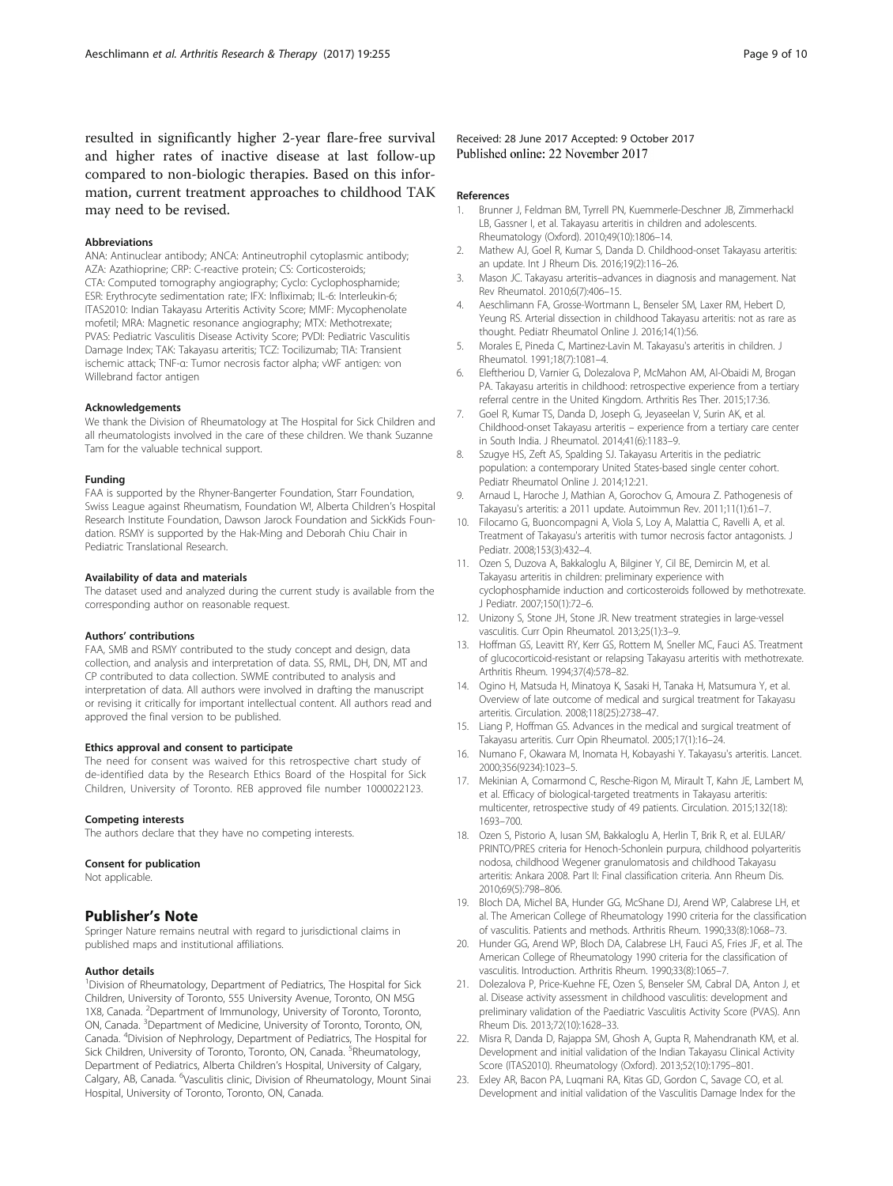resulted in significantly higher 2-year flare-free survival and higher rates of inactive disease at last follow-up compared to non-biologic therapies. Based on this information, current treatment approaches to childhood TAK may need to be revised.

#### Abbreviations

ANA: Antinuclear antibody; ANCA: Antineutrophil cytoplasmic antibody; AZA: Azathioprine; CRP: C-reactive protein; CS: Corticosteroids; CTA: Computed tomography angiography; Cyclo: Cyclophosphamide; ESR: Erythrocyte sedimentation rate; IFX: Infliximab; IL-6: Interleukin-6; ITAS2010: Indian Takayasu Arteritis Activity Score; MMF: Mycophenolate mofetil; MRA: Magnetic resonance angiography; MTX: Methotrexate; PVAS: Pediatric Vasculitis Disease Activity Score; PVDI: Pediatric Vasculitis Damage Index; TAK: Takayasu arteritis; TCZ: Tocilizumab; TIA: Transient ischemic attack; TNF-α: Tumor necrosis factor alpha; vWF antigen: von Willebrand factor antigen

#### Acknowledgements

We thank the Division of Rheumatology at The Hospital for Sick Children and all rheumatologists involved in the care of these children. We thank Suzanne Tam for the valuable technical support.

#### Funding

FAA is supported by the Rhyner-Bangerter Foundation, Starr Foundation, Swiss League against Rheumatism, Foundation W!, Alberta Children's Hospital Research Institute Foundation, Dawson Jarock Foundation and SickKids Foundation. RSMY is supported by the Hak-Ming and Deborah Chiu Chair in Pediatric Translational Research.

#### Availability of data and materials

The dataset used and analyzed during the current study is available from the corresponding author on reasonable request.

#### Authors' contributions

FAA, SMB and RSMY contributed to the study concept and design, data collection, and analysis and interpretation of data. SS, RML, DH, DN, MT and CP contributed to data collection. SWME contributed to analysis and interpretation of data. All authors were involved in drafting the manuscript or revising it critically for important intellectual content. All authors read and approved the final version to be published.

#### Ethics approval and consent to participate

The need for consent was waived for this retrospective chart study of de-identified data by the Research Ethics Board of the Hospital for Sick Children, University of Toronto. REB approved file number 1000022123.

#### Competing interests

The authors declare that they have no competing interests.

#### Consent for publication

Not applicable.

## Publisher's Note

Springer Nature remains neutral with regard to jurisdictional claims in published maps and institutional affiliations.

#### Author details

[1]Division of Rheumatology, Department of Pediatrics, The Hospital for Sick Children, University of Toronto, 555 University Avenue, Toronto, ON M5G 1X8, Canada. [2]Department of Immunology, University of Toronto, Toronto, ON, Canada. [3]Department of Medicine, University of Toronto, Toronto, ON, Canada. [4]Division of Nephrology, Department of Pediatrics, The Hospital for Sick Children, University of Toronto, Toronto, ON, Canada. [5]Rheumatology, Department of Pediatrics, Alberta Children's Hospital, University of Calgary, Calgary, AB, Canada. [6]Vasculitis clinic, Division of Rheumatology, Mount Sinai Hospital, University of Toronto, Toronto, ON, Canada.

Received: 28 June 2017 Accepted: 9 October 2017
Published online: 22 November 2017

#### References

1. Brunner J, Feldman BM, Tyrrell PN, Kuemmerle-Deschner JB, Zimmerhackl LB, Gassner I, et al. Takayasu arteritis in children and adolescents. Rheumatology (Oxford). 2010;49(10):1806–14.
2. Mathew AJ, Goel R, Kumar S, Danda D. Childhood-onset Takayasu arteritis: an update. Int J Rheum Dis. 2016;19(2):116–26.
3. Mason JC. Takayasu arteritis–advances in diagnosis and management. Nat Rev Rheumatol. 2010;6(7):406–15.
4. Aeschlimann FA, Grosse-Wortmann L, Benseler SM, Laxer RM, Hebert D, Yeung RS. Arterial dissection in childhood Takayasu arteritis: not as rare as thought. Pediatr Rheumatol Online J. 2016;14(1):56.
5. Morales E, Pineda C, Martinez-Lavin M. Takayasu's arteritis in children. J Rheumatol. 1991;18(7):1081–4.
6. Eleftheriou D, Varnier G, Dolezalova P, McMahon AM, Al-Obaidi M, Brogan PA. Takayasu arteritis in childhood: retrospective experience from a tertiary referral centre in the United Kingdom. Arthritis Res Ther. 2015;17:36.
7. Goel R, Kumar TS, Danda D, Joseph G, Jeyaseelan V, Surin AK, et al. Childhood-onset Takayasu arteritis – experience from a tertiary care center in South India. J Rheumatol. 2014;41(6):1183–9.
8. Szugye HS, Zeft AS, Spalding SJ. Takayasu Arteritis in the pediatric population: a contemporary United States-based single center cohort. Pediatr Rheumatol Online J. 2014;12:21.
9. Arnaud L, Haroche J, Mathian A, Gorochov G, Amoura Z. Pathogenesis of Takayasu's arteritis: a 2011 update. Autoimmun Rev. 2011;11(1):61–7.
10. Filocamo G, Buoncompagni A, Viola S, Loy A, Malattia C, Ravelli A, et al. Treatment of Takayasu's arteritis with tumor necrosis factor antagonists. J Pediatr. 2008;153(3):432–4.
11. Ozen S, Duzova A, Bakkaloglu A, Bilginer Y, Cil BE, Demircin M, et al. Takayasu arteritis in children: preliminary experience with cyclophosphamide induction and corticosteroids followed by methotrexate. J Pediatr. 2007;150(1):72–6.
12. Unizony S, Stone JH, Stone JR. New treatment strategies in large-vessel vasculitis. Curr Opin Rheumatol. 2013;25(1):3–9.
13. Hoffman GS, Leavitt RY, Kerr GS, Rottem M, Sneller MC, Fauci AS. Treatment of glucocorticoid-resistant or relapsing Takayasu arteritis with methotrexate. Arthritis Rheum. 1994;37(4):578–82.
14. Ogino H, Matsuda H, Minatoya K, Sasaki H, Tanaka H, Matsumura Y, et al. Overview of late outcome of medical and surgical treatment for Takayasu arteritis. Circulation. 2008;118(25):2738–47.
15. Liang P, Hoffman GS. Advances in the medical and surgical treatment of Takayasu arteritis. Curr Opin Rheumatol. 2005;17(1):16–24.
16. Numano F, Okawara M, Inomata H, Kobayashi Y. Takayasu's arteritis. Lancet. 2000;356(9234):1023–5.
17. Mekinian A, Comarmond C, Resche-Rigon M, Mirault T, Kahn JE, Lambert M, et al. Efficacy of biological-targeted treatments in Takayasu arteritis: multicenter, retrospective study of 49 patients. Circulation. 2015;132(18): 1693–700.
18. Ozen S, Pistorio A, Iusan SM, Bakkaloglu A, Herlin T, Brik R, et al. EULAR/ PRINTO/PRES criteria for Henoch-Schonlein purpura, childhood polyarteritis nodosa, childhood Wegener granulomatosis and childhood Takayasu arteritis: Ankara 2008. Part II: Final classification criteria. Ann Rheum Dis. 2010;69(5):798–806.
19. Bloch DA, Michel BA, Hunder GG, McShane DJ, Arend WP, Calabrese LH, et al. The American College of Rheumatology 1990 criteria for the classification of vasculitis. Patients and methods. Arthritis Rheum. 1990;33(8):1068–73.
20. Hunder GG, Arend WP, Bloch DA, Calabrese LH, Fauci AS, Fries JF, et al. The American College of Rheumatology 1990 criteria for the classification of vasculitis. Introduction. Arthritis Rheum. 1990;33(8):1065–7.
21. Dolezalova P, Price-Kuehne FE, Ozen S, Benseler SM, Cabral DA, Anton J, et al. Disease activity assessment in childhood vasculitis: development and preliminary validation of the Paediatric Vasculitis Activity Score (PVAS). Ann Rheum Dis. 2013;72(10):1628–33.
22. Misra R, Danda D, Rajappa SM, Ghosh A, Gupta R, Mahendranath KM, et al. Development and initial validation of the Indian Takayasu Clinical Activity Score (ITAS2010). Rheumatology (Oxford). 2013;52(10):1795–801.
23. Exley AR, Bacon PA, Luqmani RA, Kitas GD, Gordon C, Savage CO, et al. Development and initial validation of the Vasculitis Damage Index for the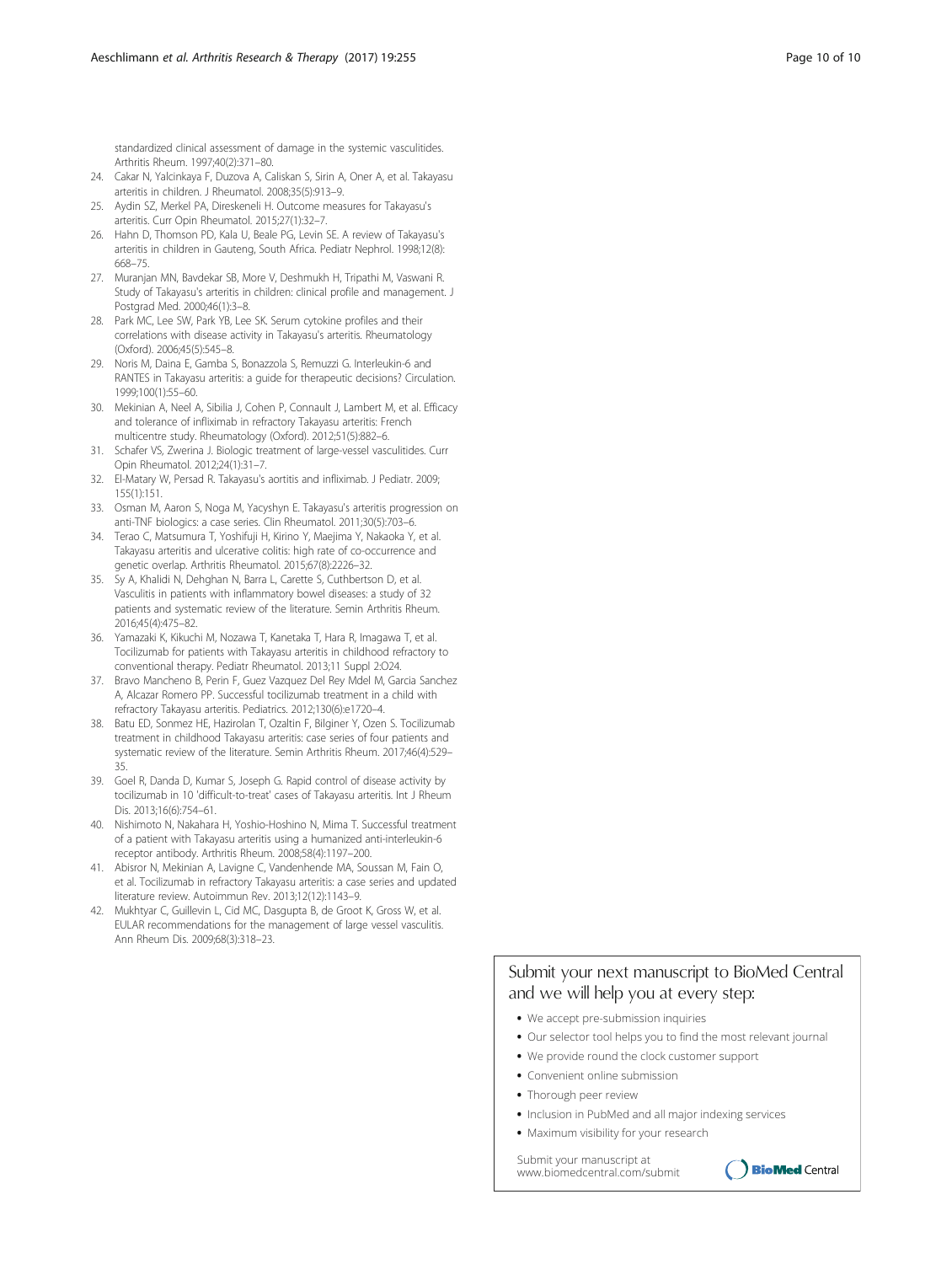standardized clinical assessment of damage in the systemic vasculitides. Arthritis Rheum. 1997;40(2):371–80.

24. Cakar N, Yalcinkaya F, Duzova A, Caliskan S, Sirin A, Oner A, et al. Takayasu arteritis in children. J Rheumatol. 2008;35(5):913–9.
25. Aydin SZ, Merkel PA, Direskeneli H. Outcome measures for Takayasu's arteritis. Curr Opin Rheumatol. 2015;27(1):32–7.
26. Hahn D, Thomson PD, Kala U, Beale PG, Levin SE. A review of Takayasu's arteritis in children in Gauteng, South Africa. Pediatr Nephrol. 1998;12(8): 668–75.
27. Muranjan MN, Bavdekar SB, More V, Deshmukh H, Tripathi M, Vaswani R. Study of Takayasu's arteritis in children: clinical profile and management. J Postgrad Med. 2000;46(1):3–8.
28. Park MC, Lee SW, Park YB, Lee SK. Serum cytokine profiles and their correlations with disease activity in Takayasu's arteritis. Rheumatology (Oxford). 2006;45(5):545–8.
29. Noris M, Daina E, Gamba S, Bonazzola S, Remuzzi G. Interleukin-6 and RANTES in Takayasu arteritis: a guide for therapeutic decisions? Circulation. 1999;100(1):55–60.
30. Mekinian A, Neel A, Sibilia J, Cohen P, Connault J, Lambert M, et al. Efficacy and tolerance of infliximab in refractory Takayasu arteritis: French multicentre study. Rheumatology (Oxford). 2012;51(5):882–6.
31. Schafer VS, Zwerina J. Biologic treatment of large-vessel vasculitides. Curr Opin Rheumatol. 2012;24(1):31–7.
32. El-Matary W, Persad R. Takayasu's aortitis and infliximab. J Pediatr. 2009; 155(1):151.
33. Osman M, Aaron S, Noga M, Yacyshyn E. Takayasu's arteritis progression on anti-TNF biologics: a case series. Clin Rheumatol. 2011;30(5):703–6.
34. Terao C, Matsumura T, Yoshifuji H, Kirino Y, Maejima Y, Nakaoka Y, et al. Takayasu arteritis and ulcerative colitis: high rate of co-occurrence and genetic overlap. Arthritis Rheumatol. 2015;67(8):2226–32.
35. Sy A, Khalidi N, Dehghan N, Barra L, Carette S, Cuthbertson D, et al. Vasculitis in patients with inflammatory bowel diseases: a study of 32 patients and systematic review of the literature. Semin Arthritis Rheum. 2016;45(4):475–82.
36. Yamazaki K, Kikuchi M, Nozawa T, Kanetaka T, Hara R, Imagawa T, et al. Tocilizumab for patients with Takayasu arteritis in childhood refractory to conventional therapy. Pediatr Rheumatol. 2013;11 Suppl 2:O24.
37. Bravo Mancheno B, Perin F, Guez Vazquez Del Rey Mdel M, Garcia Sanchez A, Alcazar Romero PP. Successful tocilizumab treatment in a child with refractory Takayasu arteritis. Pediatrics. 2012;130(6):e1720–4.
38. Batu ED, Sonmez HE, Hazirolan T, Ozaltin F, Bilginer Y, Ozen S. Tocilizumab treatment in childhood Takayasu arteritis: case series of four patients and systematic review of the literature. Semin Arthritis Rheum. 2017;46(4):529–35.
39. Goel R, Danda D, Kumar S, Joseph G. Rapid control of disease activity by tocilizumab in 10 'difficult-to-treat' cases of Takayasu arteritis. Int J Rheum Dis. 2013;16(6):754–61.
40. Nishimoto N, Nakahara H, Yoshio-Hoshino N, Mima T. Successful treatment of a patient with Takayasu arteritis using a humanized anti-interleukin-6 receptor antibody. Arthritis Rheum. 2008;58(4):1197–200.
41. Abisror N, Mekinian A, Lavigne C, Vandenhende MA, Soussan M, Fain O, et al. Tocilizumab in refractory Takayasu arteritis: a case series and updated literature review. Autoimmun Rev. 2013;12(12):1143–9.
42. Mukhtyar C, Guillevin L, Cid MC, Dasgupta B, de Groot K, Gross W, et al. EULAR recommendations for the management of large vessel vasculitis. Ann Rheum Dis. 2009;68(3):318–23.

Submit your next manuscript to BioMed Central and we will help you at every step:

- We accept pre-submission inquiries
- Our selector tool helps you to find the most relevant journal
- We provide round the clock customer support
- Convenient online submission
- Thorough peer review
- Inclusion in PubMed and all major indexing services
- Maximum visibility for your research

Submit your manuscript at www.biomedcentral.com/submit

BioMed Central